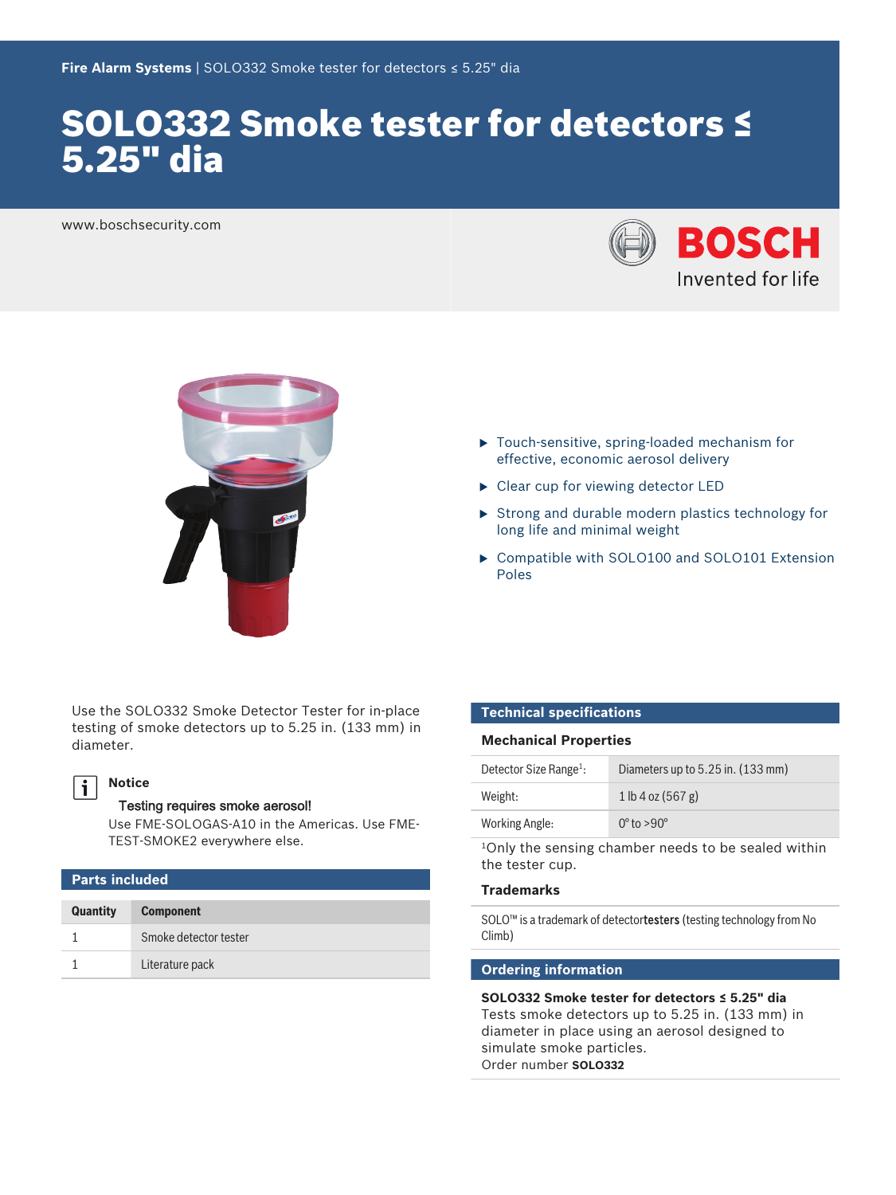Fire Alarm Systems | SOLO332 Smoke tester for detectors ≤ 5.25" dia

# SOLO332 Smoke tester for detectors ≤ 5.25" dia

www.boschsecurity.com

BOSCH
Invented for life

- Touch-sensitive, spring-loaded mechanism for effective, economic aerosol delivery
- Clear cup for viewing detector LED
- Strong and durable modern plastics technology for long life and minimal weight
- Compatible with SOLO100 and SOLO101 Extension Poles

Use the SOLO332 Smoke Detector Tester for in-place testing of smoke detectors up to 5.25 in. (133 mm) in diameter.

**Notice**

**Testing requires smoke aerosol!**
Use FME-SOLOGAS-A10 in the Americas. Use FME-TEST-SMOKE2 everywhere else.

## Parts included

| Quantity | Component |
|---|---|
| 1 | Smoke detector tester |
| 1 | Literature pack |

## Technical specifications

### Mechanical Properties

| | |
|---|---|
| Detector Size Range[1]: | Diameters up to 5.25 in. (133 mm) |
| Weight: | 1 lb 4 oz (567 g) |
| Working Angle: | 0° to >90° |

[1]Only the sensing chamber needs to be sealed within the tester cup.

### Trademarks

SOLO™ is a trademark of detector**testers** (testing technology from No Climb)

## Ordering information

**SOLO332 Smoke tester for detectors ≤ 5.25" dia**
Tests smoke detectors up to 5.25 in. (133 mm) in diameter in place using an aerosol designed to simulate smoke particles.
Order number **SOLO332**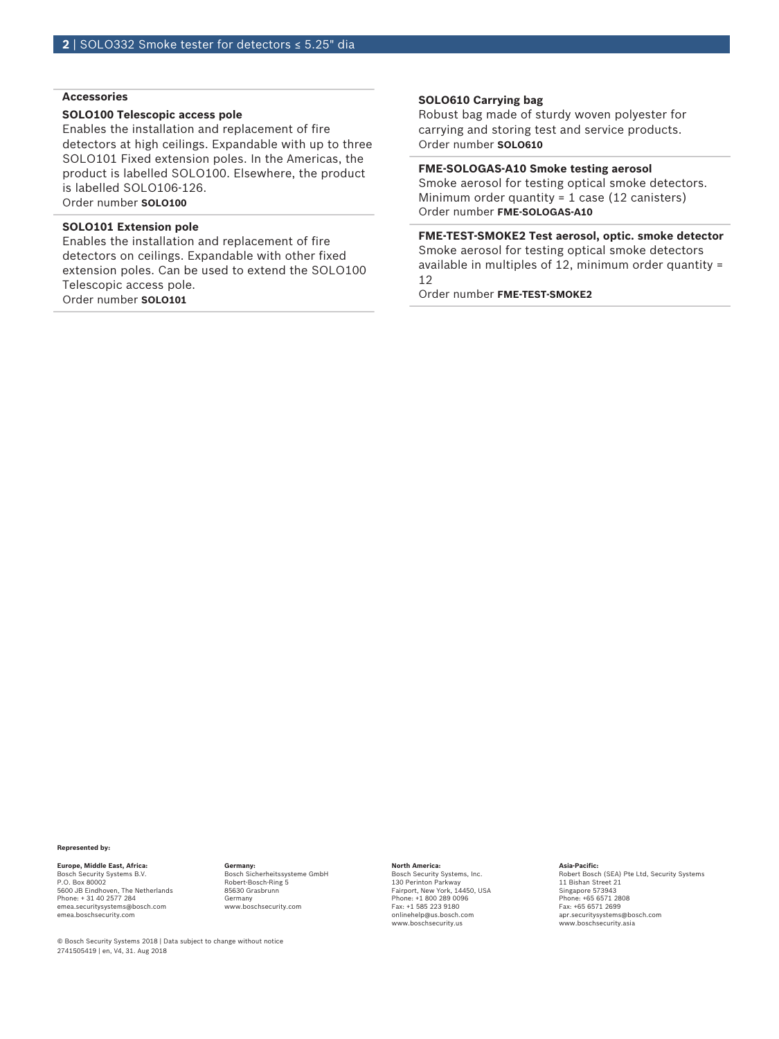## Accessories

### SOLO100 Telescopic access pole

Enables the installation and replacement of fire detectors at high ceilings. Expandable with up to three SOLO101 Fixed extension poles. In the Americas, the product is labelled SOLO100. Elsewhere, the product is labelled SOLO106-126.
Order number **SOLO100**

### SOLO101 Extension pole

Enables the installation and replacement of fire detectors on ceilings. Expandable with other fixed extension poles. Can be used to extend the SOLO100 Telescopic access pole.
Order number **SOLO101**

### SOLO610 Carrying bag

Robust bag made of sturdy woven polyester for carrying and storing test and service products.
Order number **SOLO610**

### FME-SOLOGAS-A10 Smoke testing aerosol

Smoke aerosol for testing optical smoke detectors. Minimum order quantity = 1 case (12 canisters)
Order number **FME-SOLOGAS-A10**

### FME-TEST-SMOKE2 Test aerosol, optic. smoke detector

Smoke aerosol for testing optical smoke detectors available in multiples of 12, minimum order quantity = 12
Order number **FME-TEST-SMOKE2**

**Represented by:**

**Europe, Middle East, Africa:**
Bosch Security Systems B.V.
P.O. Box 80002
5600 JB Eindhoven, The Netherlands
Phone: + 31 40 2577 284
emea.securitysystems@bosch.com
emea.boschsecurity.com

**Germany:**
Bosch Sicherheitssysteme GmbH
Robert-Bosch-Ring 5
85630 Grasbrunn
Germany
www.boschsecurity.com

**North America:**
Bosch Security Systems, Inc.
130 Perinton Parkway
Fairport, New York, 14450, USA
Phone: +1 800 289 0096
Fax: +1 585 223 9180
onlinehelp@us.bosch.com
www.boschsecurity.us

**Asia-Pacific:**
Robert Bosch (SEA) Pte Ltd, Security Systems
11 Bishan Street 21
Singapore 573943
Phone: +65 6571 2808
Fax: +65 6571 2699
apr.securitysystems@bosch.com
www.boschsecurity.asia

© Bosch Security Systems 2018 | Data subject to change without notice
2741505419 | en, V4, 31. Aug 2018